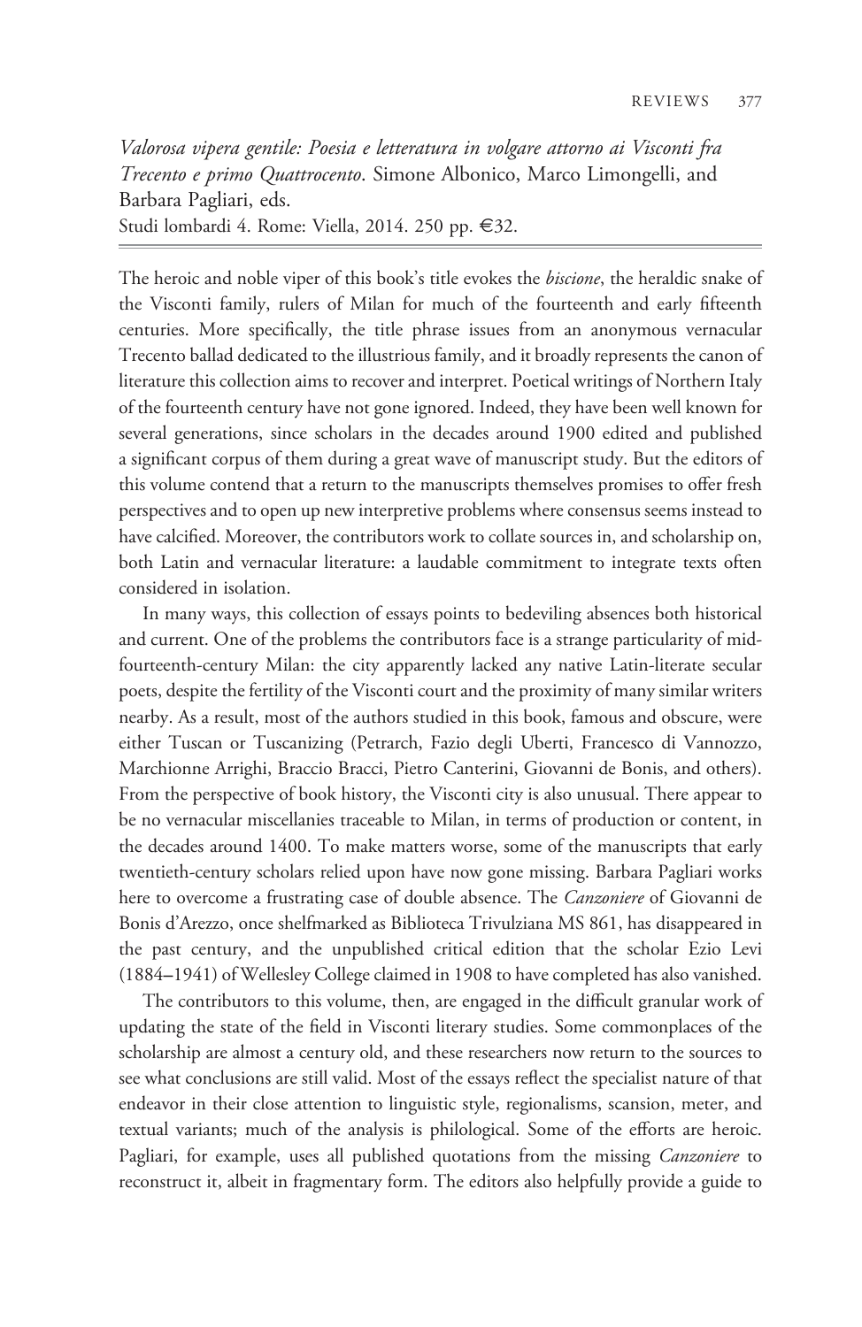*Valorosa vipera gentile: Poesia e letteratura in volgare attorno ai Visconti fra Trecento e primo Quattrocento*. Simone Albonico, Marco Limongelli, and Barbara Pagliari, eds.
Studi lombardi 4. Rome: Viella, 2014. 250 pp. €32.

The heroic and noble viper of this book's title evokes the *biscione*, the heraldic snake of the Visconti family, rulers of Milan for much of the fourteenth and early fifteenth centuries. More specifically, the title phrase issues from an anonymous vernacular Trecento ballad dedicated to the illustrious family, and it broadly represents the canon of literature this collection aims to recover and interpret. Poetical writings of Northern Italy of the fourteenth century have not gone ignored. Indeed, they have been well known for several generations, since scholars in the decades around 1900 edited and published a significant corpus of them during a great wave of manuscript study. But the editors of this volume contend that a return to the manuscripts themselves promises to offer fresh perspectives and to open up new interpretive problems where consensus seems instead to have calcified. Moreover, the contributors work to collate sources in, and scholarship on, both Latin and vernacular literature: a laudable commitment to integrate texts often considered in isolation.

In many ways, this collection of essays points to bedeviling absences both historical and current. One of the problems the contributors face is a strange particularity of mid-fourteenth-century Milan: the city apparently lacked any native Latin-literate secular poets, despite the fertility of the Visconti court and the proximity of many similar writers nearby. As a result, most of the authors studied in this book, famous and obscure, were either Tuscan or Tuscanizing (Petrarch, Fazio degli Uberti, Francesco di Vannozzo, Marchionne Arrighi, Braccio Bracci, Pietro Canterini, Giovanni de Bonis, and others). From the perspective of book history, the Visconti city is also unusual. There appear to be no vernacular miscellanies traceable to Milan, in terms of production or content, in the decades around 1400. To make matters worse, some of the manuscripts that early twentieth-century scholars relied upon have now gone missing. Barbara Pagliari works here to overcome a frustrating case of double absence. The *Canzoniere* of Giovanni de Bonis d'Arezzo, once shelfmarked as Biblioteca Trivulziana MS 861, has disappeared in the past century, and the unpublished critical edition that the scholar Ezio Levi (1884–1941) of Wellesley College claimed in 1908 to have completed has also vanished.

The contributors to this volume, then, are engaged in the difficult granular work of updating the state of the field in Visconti literary studies. Some commonplaces of the scholarship are almost a century old, and these researchers now return to the sources to see what conclusions are still valid. Most of the essays reflect the specialist nature of that endeavor in their close attention to linguistic style, regionalisms, scansion, meter, and textual variants; much of the analysis is philological. Some of the efforts are heroic. Pagliari, for example, uses all published quotations from the missing *Canzoniere* to reconstruct it, albeit in fragmentary form. The editors also helpfully provide a guide to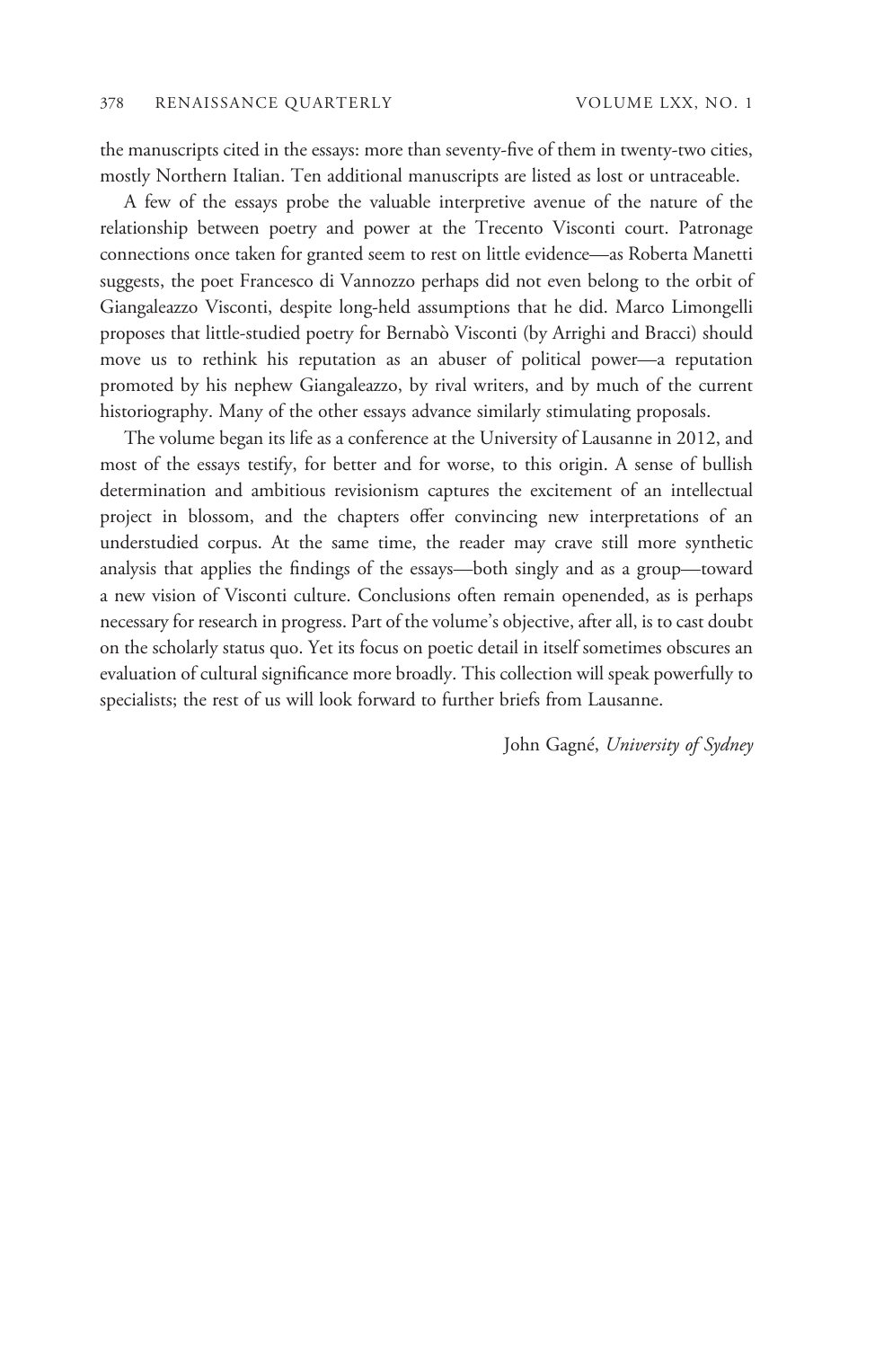the manuscripts cited in the essays: more than seventy-five of them in twenty-two cities, mostly Northern Italian. Ten additional manuscripts are listed as lost or untraceable.

A few of the essays probe the valuable interpretive avenue of the nature of the relationship between poetry and power at the Trecento Visconti court. Patronage connections once taken for granted seem to rest on little evidence—as Roberta Manetti suggests, the poet Francesco di Vannozzo perhaps did not even belong to the orbit of Giangaleazzo Visconti, despite long-held assumptions that he did. Marco Limongelli proposes that little-studied poetry for Bernabò Visconti (by Arrighi and Bracci) should move us to rethink his reputation as an abuser of political power—a reputation promoted by his nephew Giangaleazzo, by rival writers, and by much of the current historiography. Many of the other essays advance similarly stimulating proposals.

The volume began its life as a conference at the University of Lausanne in 2012, and most of the essays testify, for better and for worse, to this origin. A sense of bullish determination and ambitious revisionism captures the excitement of an intellectual project in blossom, and the chapters offer convincing new interpretations of an understudied corpus. At the same time, the reader may crave still more synthetic analysis that applies the findings of the essays—both singly and as a group—toward a new vision of Visconti culture. Conclusions often remain openended, as is perhaps necessary for research in progress. Part of the volume's objective, after all, is to cast doubt on the scholarly status quo. Yet its focus on poetic detail in itself sometimes obscures an evaluation of cultural significance more broadly. This collection will speak powerfully to specialists; the rest of us will look forward to further briefs from Lausanne.

John Gagné, *University of Sydney*